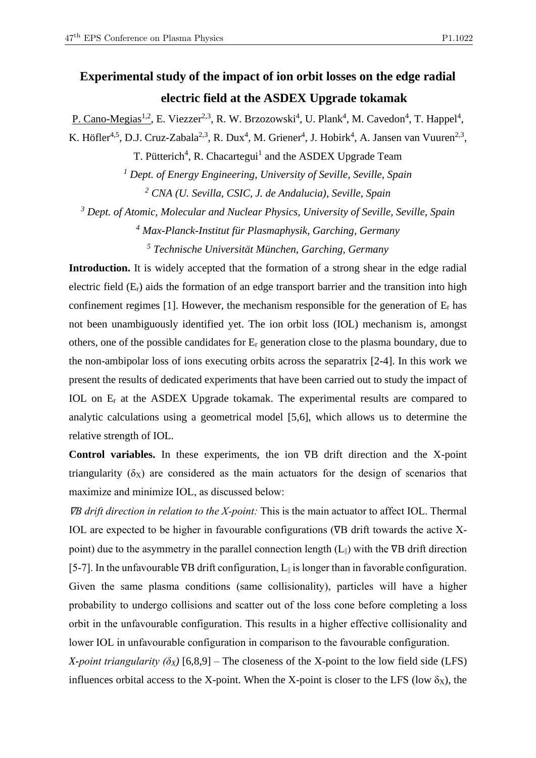# Experimental study of the impact of ion orbit losses on the edge radial electric field at the ASDEX Upgrade tokamak

P. Cano-Megias[1,2], E. Viezzer[2,3], R. W. Brzozowski[4], U. Plank[4], M. Cavedon[4], T. Happel[4], K. Höfler[4,5], D.J. Cruz-Zabala[2,3], R. Dux[4], M. Griener[4], J. Hobirk[4], A. Jansen van Vuuren[2,3], T. Pütterich[4], R. Chacartegui[1] and the ASDEX Upgrade Team

[1] *Dept. of Energy Engineering, University of Seville, Seville, Spain*

[2] *CNA (U. Sevilla, CSIC, J. de Andalucia), Seville, Spain*

[3] *Dept. of Atomic, Molecular and Nuclear Physics, University of Seville, Seville, Spain*

[4] *Max-Planck-Institut für Plasmaphysik, Garching, Germany*

[5] *Technische Universität München, Garching, Germany*

**Introduction.** It is widely accepted that the formation of a strong shear in the edge radial electric field ($E_r$) aids the formation of an edge transport barrier and the transition into high confinement regimes [1]. However, the mechanism responsible for the generation of $E_r$ has not been unambiguously identified yet. The ion orbit loss (IOL) mechanism is, amongst others, one of the possible candidates for $E_r$ generation close to the plasma boundary, due to the non-ambipolar loss of ions executing orbits across the separatrix [2-4]. In this work we present the results of dedicated experiments that have been carried out to study the impact of IOL on $E_r$ at the ASDEX Upgrade tokamak. The experimental results are compared to analytic calculations using a geometrical model [5,6], which allows us to determine the relative strength of IOL.

**Control variables.** In these experiments, the ion ∇B drift direction and the X-point triangularity ($\delta_X$) are considered as the main actuators for the design of scenarios that maximize and minimize IOL, as discussed below:

*∇B drift direction in relation to the X-point:* This is the main actuator to affect IOL. Thermal IOL are expected to be higher in favourable configurations (∇B drift towards the active X-point) due to the asymmetry in the parallel connection length ($L_{\|}$) with the ∇B drift direction [5-7]. In the unfavourable ∇B drift configuration, $L_{\|}$ is longer than in favorable configuration. Given the same plasma conditions (same collisionality), particles will have a higher probability to undergo collisions and scatter out of the loss cone before completing a loss orbit in the unfavourable configuration. This results in a higher effective collisionality and lower IOL in unfavourable configuration in comparison to the favourable configuration.

*X-point triangularity ($\delta_X$)* [6,8,9] – The closeness of the X-point to the low field side (LFS) influences orbital access to the X-point. When the X-point is closer to the LFS (low $\delta_X$), the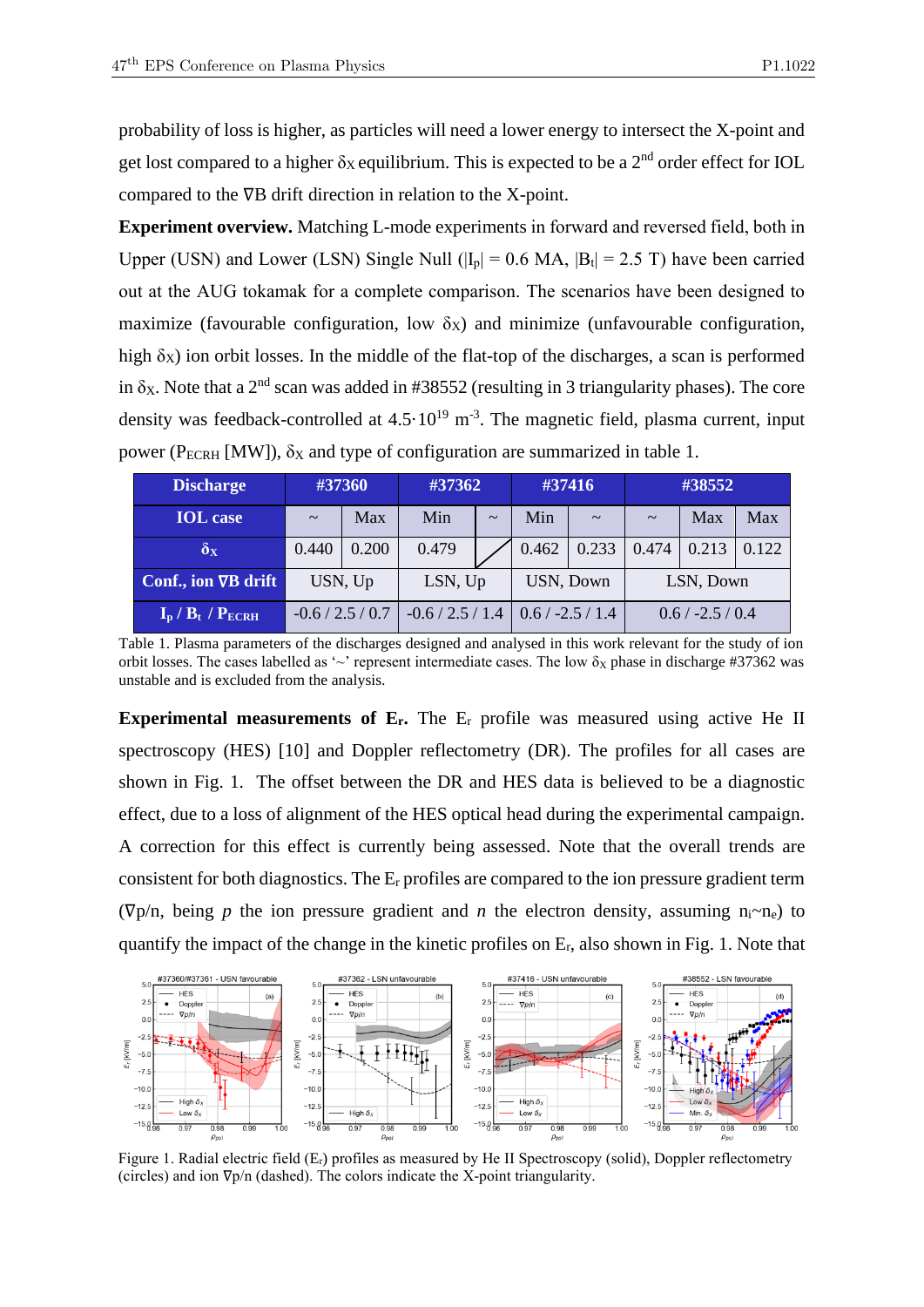probability of loss is higher, as particles will need a lower energy to intersect the X-point and get lost compared to a higher $\delta_X$ equilibrium. This is expected to be a 2[nd] order effect for IOL compared to the ∇B drift direction in relation to the X-point.

**Experiment overview.** Matching L-mode experiments in forward and reversed field, both in Upper (USN) and Lower (LSN) Single Null ($|I_p|$ = 0.6 MA, $|B_t|$ = 2.5 T) have been carried out at the AUG tokamak for a complete comparison. The scenarios have been designed to maximize (favourable configuration, low $\delta_X$) and minimize (unfavourable configuration, high $\delta_X$) ion orbit losses. In the middle of the flat-top of the discharges, a scan is performed in $\delta_X$. Note that a 2[nd] scan was added in #38552 (resulting in 3 triangularity phases). The core density was feedback-controlled at $4.5 \cdot 10^{19}$ $m^{-3}$. The magnetic field, plasma current, input power ($P_{ECRH}$ [MW]), $\delta_X$ and type of configuration are summarized in table 1.

| Discharge | #37360 | | #37362 | | #37416 | | #38552 | | |
|---|---|---|---|---|---|---|---|---|---|
| IOL case | ~ | Max | Min | ~ | Min | ~ | ~ | Max | Max |
| $\delta_X$ | 0.440 | 0.200 | 0.479 | / | 0.462 | 0.233 | 0.474 | 0.213 | 0.122 |
| Conf., ion ∇B drift | USN, Up | | LSN, Up | | USN, Down | | LSN, Down | | |
| $I_p$ / $B_t$ / $P_{ECRH}$ | -0.6 / 2.5 / 0.7 | | -0.6 / 2.5 / 1.4 | | 0.6 / -2.5 / 1.4 | | 0.6 / -2.5 / 0.4 | | |

Table 1. Plasma parameters of the discharges designed and analysed in this work relevant for the study of ion orbit losses. The cases labelled as '~' represent intermediate cases. The low $\delta_X$ phase in discharge #37362 was unstable and is excluded from the analysis.

**Experimental measurements of $E_r$.** The $E_r$ profile was measured using active He II spectroscopy (HES) [10] and Doppler reflectometry (DR). The profiles for all cases are shown in Fig. 1. The offset between the DR and HES data is believed to be a diagnostic effect, due to a loss of alignment of the HES optical head during the experimental campaign. A correction for this effect is currently being assessed. Note that the overall trends are consistent for both diagnostics. The $E_r$ profiles are compared to the ion pressure gradient term (∇p/n, being *p* the ion pressure gradient and *n* the electron density, assuming $n_i$~$n_e$) to quantify the impact of the change in the kinetic profiles on $E_r$, also shown in Fig. 1. Note that

Figure 1. Radial electric field ($E_r$) profiles as measured by He II Spectroscopy (solid), Doppler reflectometry (circles) and ion ∇p/n (dashed). The colors indicate the X-point triangularity.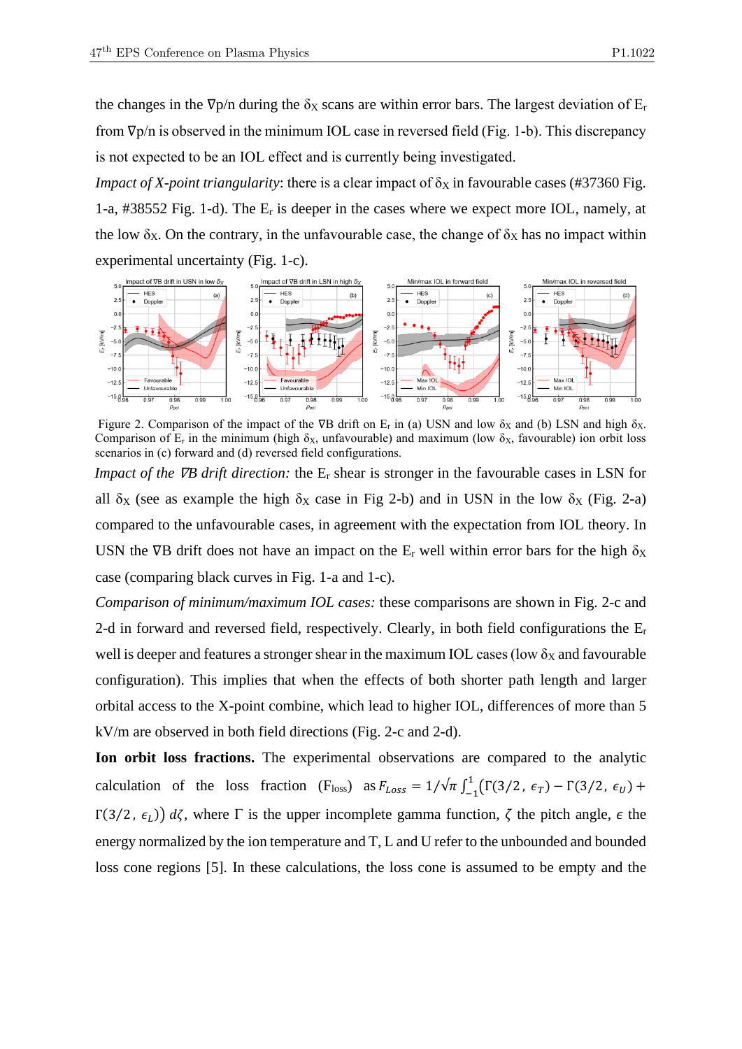the changes in the $\nabla p/n$ during the $\delta_X$ scans are within error bars. The largest deviation of $E_r$ from $\nabla p/n$ is observed in the minimum IOL case in reversed field (Fig. 1-b). This discrepancy is not expected to be an IOL effect and is currently being investigated.

*Impact of X-point triangularity*: there is a clear impact of $\delta_X$ in favourable cases (#37360 Fig. 1-a, #38552 Fig. 1-d). The $E_r$ is deeper in the cases where we expect more IOL, namely, at the low $\delta_X$. On the contrary, in the unfavourable case, the change of $\delta_X$ has no impact within experimental uncertainty (Fig. 1-c).

Figure 2. Comparison of the impact of the $\nabla B$ drift on $E_r$ in (a) USN and low $\delta_X$ and (b) LSN and high $\delta_X$. Comparison of $E_r$ in the minimum (high $\delta_X$, unfavourable) and maximum (low $\delta_X$, favourable) ion orbit loss scenarios in (c) forward and (d) reversed field configurations.

*Impact of the $\nabla B$ drift direction:* the $E_r$ shear is stronger in the favourable cases in LSN for all $\delta_X$ (see as example the high $\delta_X$ case in Fig 2-b) and in USN in the low $\delta_X$ (Fig. 2-a) compared to the unfavourable cases, in agreement with the expectation from IOL theory. In USN the $\nabla B$ drift does not have an impact on the $E_r$ well within error bars for the high $\delta_X$ case (comparing black curves in Fig. 1-a and 1-c).

*Comparison of minimum/maximum IOL cases:* these comparisons are shown in Fig. 2-c and 2-d in forward and reversed field, respectively. Clearly, in both field configurations the $E_r$ well is deeper and features a stronger shear in the maximum IOL cases (low $\delta_X$ and favourable configuration). This implies that when the effects of both shorter path length and larger orbital access to the X-point combine, which lead to higher IOL, differences of more than 5 kV/m are observed in both field directions (Fig. 2-c and 2-d).

**Ion orbit loss fractions.** The experimental observations are compared to the analytic calculation of the loss fraction ($F_{loss}$) as $F_{Loss} = 1/\sqrt{\pi}\int_{-1}^{1}\left(\Gamma(3/2,\,\epsilon_T) - \Gamma(3/2,\,\epsilon_U) + \Gamma(3/2,\,\epsilon_L)\right) d\zeta$, where $\Gamma$ is the upper incomplete gamma function, $\zeta$ the pitch angle, $\epsilon$ the energy normalized by the ion temperature and T, L and U refer to the unbounded and bounded loss cone regions [5]. In these calculations, the loss cone is assumed to be empty and the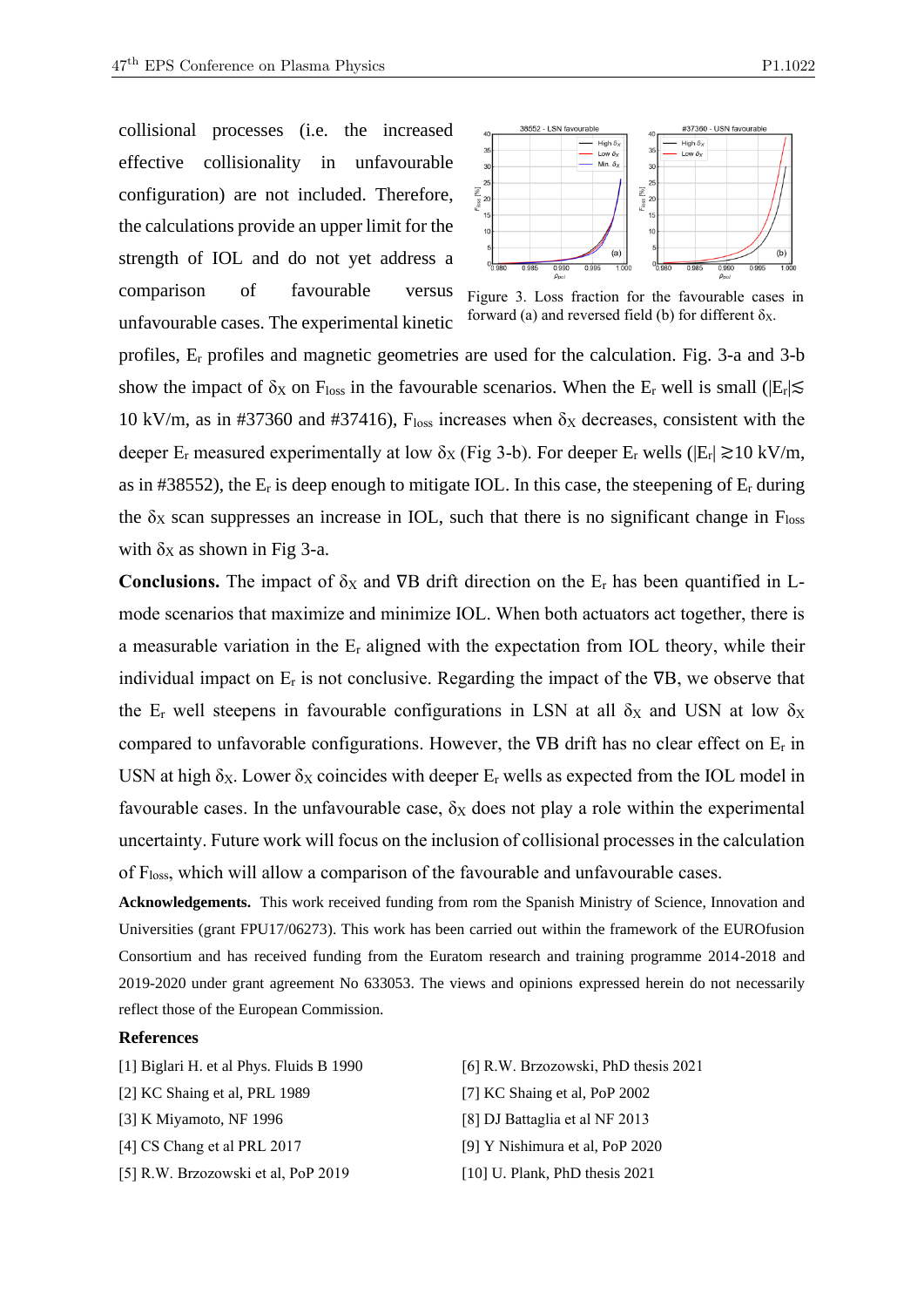collisional processes (i.e. the increased effective collisionality in unfavourable configuration) are not included. Therefore, the calculations provide an upper limit for the strength of IOL and do not yet address a comparison of favourable versus unfavourable cases. The experimental kinetic profiles, $E_r$ profiles and magnetic geometries are used for the calculation. Fig. 3-a and 3-b show the impact of $\delta_X$ on $F_{loss}$ in the favourable scenarios. When the $E_r$ well is small ($|E_r| \lesssim 10$ kV/m, as in #37360 and #37416), $F_{loss}$ increases when $\delta_X$ decreases, consistent with the deeper $E_r$ measured experimentally at low $\delta_X$ (Fig 3-b). For deeper $E_r$ wells ($|E_r| \gtrsim 10$ kV/m, as in #38552), the $E_r$ is deep enough to mitigate IOL. In this case, the steepening of $E_r$ during the $\delta_X$ scan suppresses an increase in IOL, such that there is no significant change in $F_{loss}$ with $\delta_X$ as shown in Fig 3-a.

38552 - LSN favourable
High $\delta_X$
Low $\delta_X$
Min. $\delta_X$
$F_{loss}$ [%]
$\rho_{pol}$
(a)

#37360 - USN favourable
High $\delta_X$
Low $\delta_X$
$F_{loss}$ [%]
$\rho_{pol}$
(b)

Figure 3. Loss fraction for the favourable cases in forward (a) and reversed field (b) for different $\delta_X$.

**Conclusions.** The impact of $\delta_X$ and $\nabla B$ drift direction on the $E_r$ has been quantified in L-mode scenarios that maximize and minimize IOL. When both actuators act together, there is a measurable variation in the $E_r$ aligned with the expectation from IOL theory, while their individual impact on $E_r$ is not conclusive. Regarding the impact of the $\nabla B$, we observe that the $E_r$ well steepens in favourable configurations in LSN at all $\delta_X$ and USN at low $\delta_X$ compared to unfavorable configurations. However, the $\nabla B$ drift has no clear effect on $E_r$ in USN at high $\delta_X$. Lower $\delta_X$ coincides with deeper $E_r$ wells as expected from the IOL model in favourable cases. In the unfavourable case, $\delta_X$ does not play a role within the experimental uncertainty. Future work will focus on the inclusion of collisional processes in the calculation of $F_{loss}$, which will allow a comparison of the favourable and unfavourable cases.

**Acknowledgements.** This work received funding from rom the Spanish Ministry of Science, Innovation and Universities (grant FPU17/06273). This work has been carried out within the framework of the EUROfusion Consortium and has received funding from the Euratom research and training programme 2014-2018 and 2019-2020 under grant agreement No 633053. The views and opinions expressed herein do not necessarily reflect those of the European Commission.

**References**

[1] Biglari H. et al Phys. Fluids B 1990
[2] KC Shaing et al, PRL 1989
[3] K Miyamoto, NF 1996
[4] CS Chang et al PRL 2017
[5] R.W. Brzozowski et al, PoP 2019
[6] R.W. Brzozowski, PhD thesis 2021
[7] KC Shaing et al, PoP 2002
[8] DJ Battaglia et al NF 2013
[9] Y Nishimura et al, PoP 2020
[10] U. Plank, PhD thesis 2021